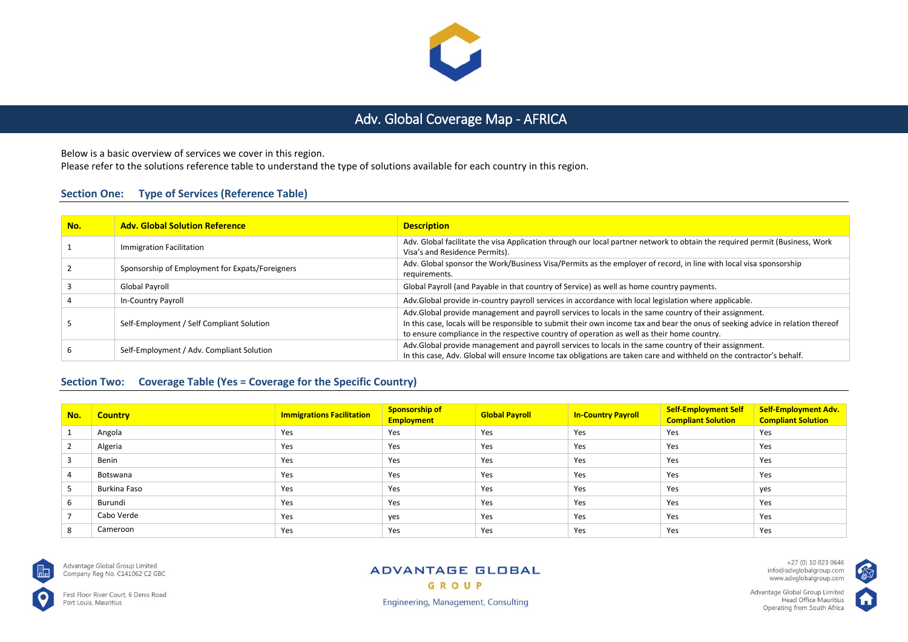# Adv. Global Coverage Map - AFRICA

Below is a basic overview of services we cover in this region.
Please refer to the solutions reference table to understand the type of solutions available for each country in this region.

## Section One: Type of Services (Reference Table)

| No. | Adv. Global Solution Reference | Description |
|---|---|---|
| 1 | Immigration Facilitation | Adv. Global facilitate the visa Application through our local partner network to obtain the required permit (Business, Work Visa's and Residence Permits). |
| 2 | Sponsorship of Employment for Expats/Foreigners | Adv. Global sponsor the Work/Business Visa/Permits as the employer of record, in line with local visa sponsorship requirements. |
| 3 | Global Payroll | Global Payroll (and Payable in that country of Service) as well as home country payments. |
| 4 | In-Country Payroll | Adv.Global provide in-country payroll services in accordance with local legislation where applicable. |
| 5 | Self-Employment / Self Compliant Solution | Adv.Global provide management and payroll services to locals in the same country of their assignment. In this case, locals will be responsible to submit their own income tax and bear the onus of seeking advice in relation thereof to ensure compliance in the respective country of operation as well as their home country. |
| 6 | Self-Employment / Adv. Compliant Solution | Adv.Global provide management and payroll services to locals in the same country of their assignment. In this case, Adv. Global will ensure Income tax obligations are taken care and withheld on the contractor's behalf. |

## Section Two: Coverage Table (Yes = Coverage for the Specific Country)

| No. | Country | Immigrations Facilitation | Sponsorship of Employment | Global Payroll | In-Country Payroll | Self-Employment Self Compliant Solution | Self-Employment Adv. Compliant Solution |
|---|---|---|---|---|---|---|---|
| 1 | Angola | Yes | Yes | Yes | Yes | Yes | Yes |
| 2 | Algeria | Yes | Yes | Yes | Yes | Yes | Yes |
| 3 | Benin | Yes | Yes | Yes | Yes | Yes | Yes |
| 4 | Botswana | Yes | Yes | Yes | Yes | Yes | Yes |
| 5 | Burkina Faso | Yes | Yes | Yes | Yes | Yes | yes |
| 6 | Burundi | Yes | Yes | Yes | Yes | Yes | Yes |
| 7 | Cabo Verde | Yes | yes | Yes | Yes | Yes | Yes |
| 8 | Cameroon | Yes | Yes | Yes | Yes | Yes | Yes |

Advantage Global Group Limited
Company Reg No. C141062 C2 GBC

First Floor River Court, 6 Denis Road
Port Louis, Mauritius

ADVANTAGE GLOBAL
GROUP
Engineering, Management, Consulting

+27 (0) 10 023 0646
info@advglobalgroup.com
www.advglobalgroup.com

Advantage Global Group Limited
Head Office Mauritius
Operating from South Africa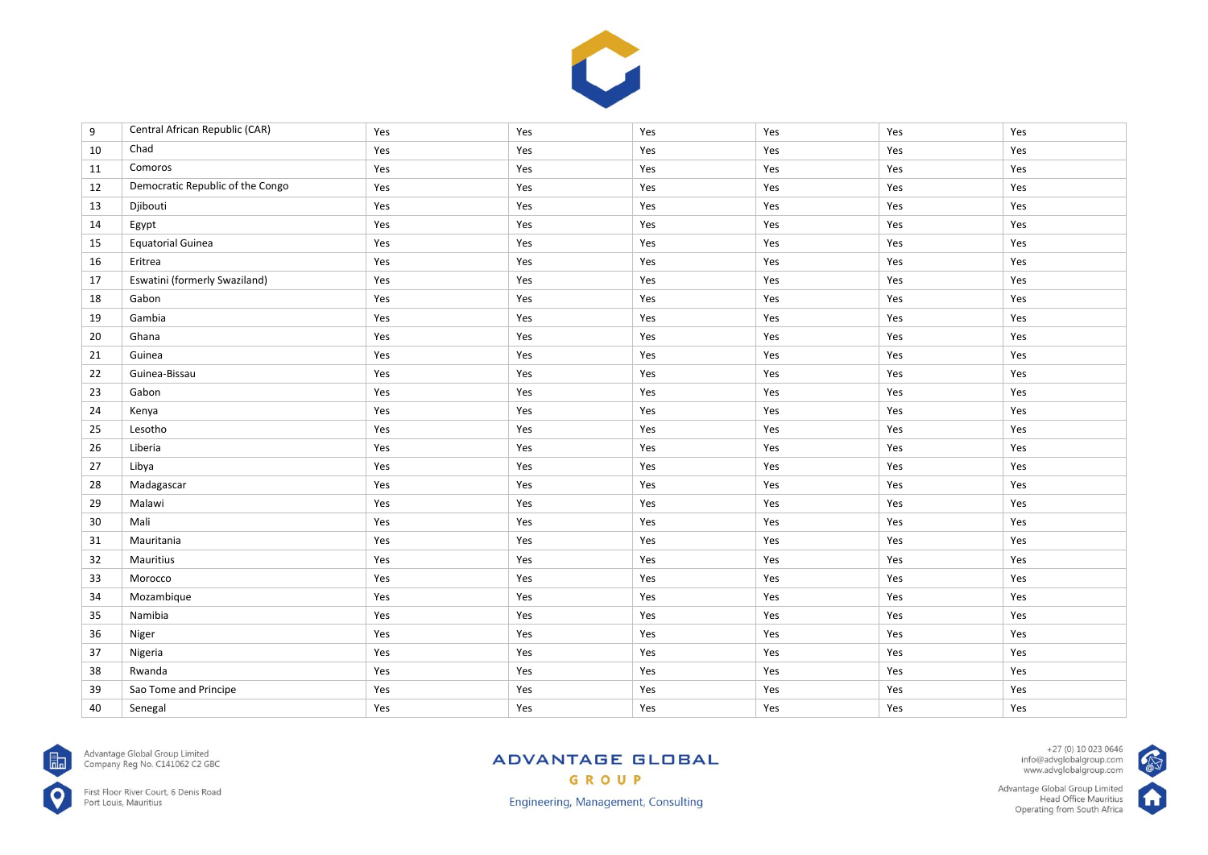| | | | | | | | |
|---|---|---|---|---|---|---|---|
| 9 | Central African Republic (CAR) | Yes | Yes | Yes | Yes | Yes | Yes |
| 10 | Chad | Yes | Yes | Yes | Yes | Yes | Yes |
| 11 | Comoros | Yes | Yes | Yes | Yes | Yes | Yes |
| 12 | Democratic Republic of the Congo | Yes | Yes | Yes | Yes | Yes | Yes |
| 13 | Djibouti | Yes | Yes | Yes | Yes | Yes | Yes |
| 14 | Egypt | Yes | Yes | Yes | Yes | Yes | Yes |
| 15 | Equatorial Guinea | Yes | Yes | Yes | Yes | Yes | Yes |
| 16 | Eritrea | Yes | Yes | Yes | Yes | Yes | Yes |
| 17 | Eswatini (formerly Swaziland) | Yes | Yes | Yes | Yes | Yes | Yes |
| 18 | Gabon | Yes | Yes | Yes | Yes | Yes | Yes |
| 19 | Gambia | Yes | Yes | Yes | Yes | Yes | Yes |
| 20 | Ghana | Yes | Yes | Yes | Yes | Yes | Yes |
| 21 | Guinea | Yes | Yes | Yes | Yes | Yes | Yes |
| 22 | Guinea-Bissau | Yes | Yes | Yes | Yes | Yes | Yes |
| 23 | Gabon | Yes | Yes | Yes | Yes | Yes | Yes |
| 24 | Kenya | Yes | Yes | Yes | Yes | Yes | Yes |
| 25 | Lesotho | Yes | Yes | Yes | Yes | Yes | Yes |
| 26 | Liberia | Yes | Yes | Yes | Yes | Yes | Yes |
| 27 | Libya | Yes | Yes | Yes | Yes | Yes | Yes |
| 28 | Madagascar | Yes | Yes | Yes | Yes | Yes | Yes |
| 29 | Malawi | Yes | Yes | Yes | Yes | Yes | Yes |
| 30 | Mali | Yes | Yes | Yes | Yes | Yes | Yes |
| 31 | Mauritania | Yes | Yes | Yes | Yes | Yes | Yes |
| 32 | Mauritius | Yes | Yes | Yes | Yes | Yes | Yes |
| 33 | Morocco | Yes | Yes | Yes | Yes | Yes | Yes |
| 34 | Mozambique | Yes | Yes | Yes | Yes | Yes | Yes |
| 35 | Namibia | Yes | Yes | Yes | Yes | Yes | Yes |
| 36 | Niger | Yes | Yes | Yes | Yes | Yes | Yes |
| 37 | Nigeria | Yes | Yes | Yes | Yes | Yes | Yes |
| 38 | Rwanda | Yes | Yes | Yes | Yes | Yes | Yes |
| 39 | Sao Tome and Principe | Yes | Yes | Yes | Yes | Yes | Yes |
| 40 | Senegal | Yes | Yes | Yes | Yes | Yes | Yes |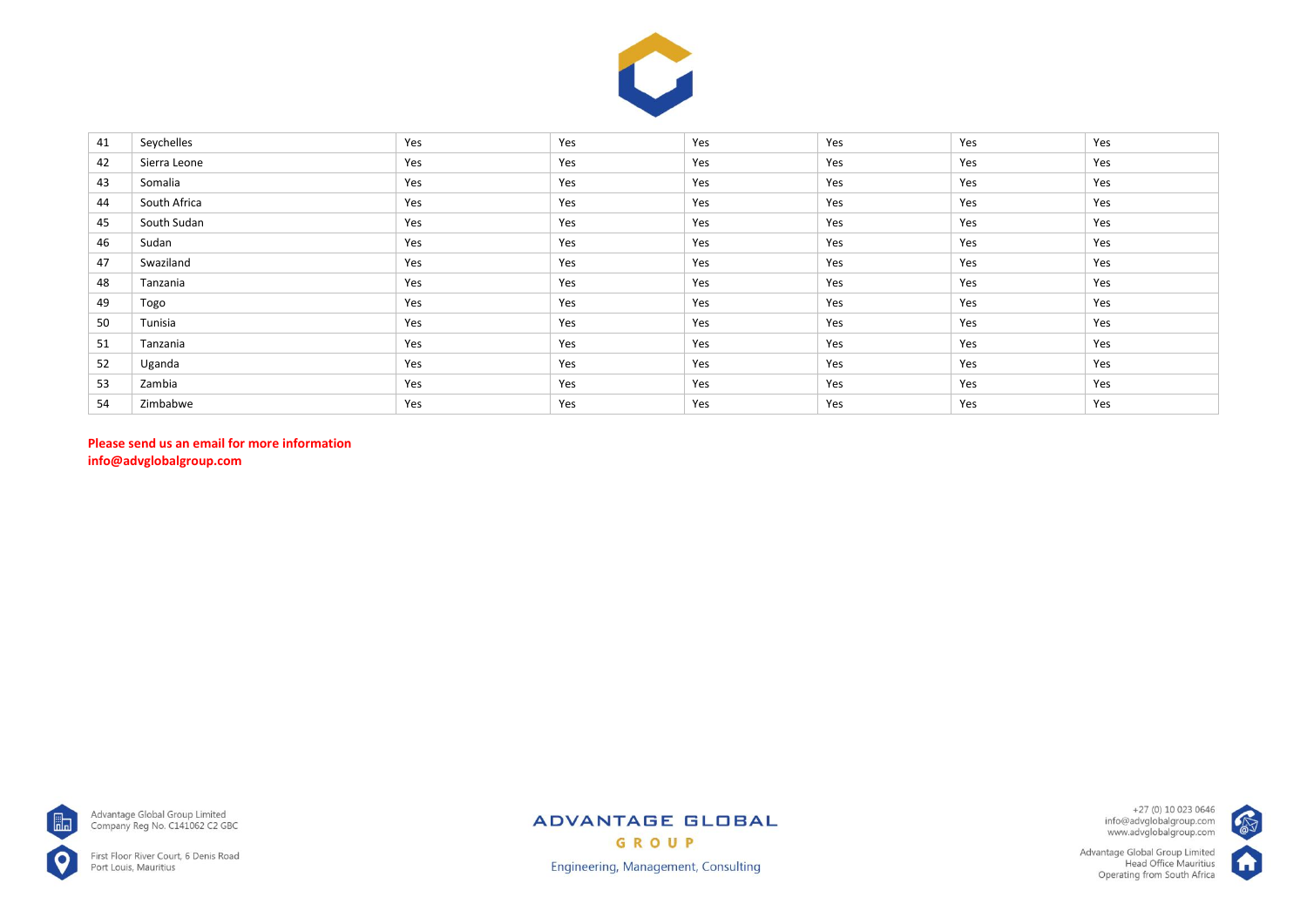| | | | | | | | |
|---|---|---|---|---|---|---|---|
| 41 | Seychelles | Yes | Yes | Yes | Yes | Yes | Yes |
| 42 | Sierra Leone | Yes | Yes | Yes | Yes | Yes | Yes |
| 43 | Somalia | Yes | Yes | Yes | Yes | Yes | Yes |
| 44 | South Africa | Yes | Yes | Yes | Yes | Yes | Yes |
| 45 | South Sudan | Yes | Yes | Yes | Yes | Yes | Yes |
| 46 | Sudan | Yes | Yes | Yes | Yes | Yes | Yes |
| 47 | Swaziland | Yes | Yes | Yes | Yes | Yes | Yes |
| 48 | Tanzania | Yes | Yes | Yes | Yes | Yes | Yes |
| 49 | Togo | Yes | Yes | Yes | Yes | Yes | Yes |
| 50 | Tunisia | Yes | Yes | Yes | Yes | Yes | Yes |
| 51 | Tanzania | Yes | Yes | Yes | Yes | Yes | Yes |
| 52 | Uganda | Yes | Yes | Yes | Yes | Yes | Yes |
| 53 | Zambia | Yes | Yes | Yes | Yes | Yes | Yes |
| 54 | Zimbabwe | Yes | Yes | Yes | Yes | Yes | Yes |

**Please send us an email for more information**
**info@advglobalgroup.com**

Advantage Global Group Limited
Company Reg No. C141062 C2 GBC

First Floor River Court, 6 Denis Road
Port Louis, Mauritius

ADVANTAGE GLOBAL
GROUP
Engineering, Management, Consulting

+27 (0) 10 023 0646
info@advglobalgroup.com
www.advglobalgroup.com

Advantage Global Group Limited
Head Office Mauritius
Operating from South Africa